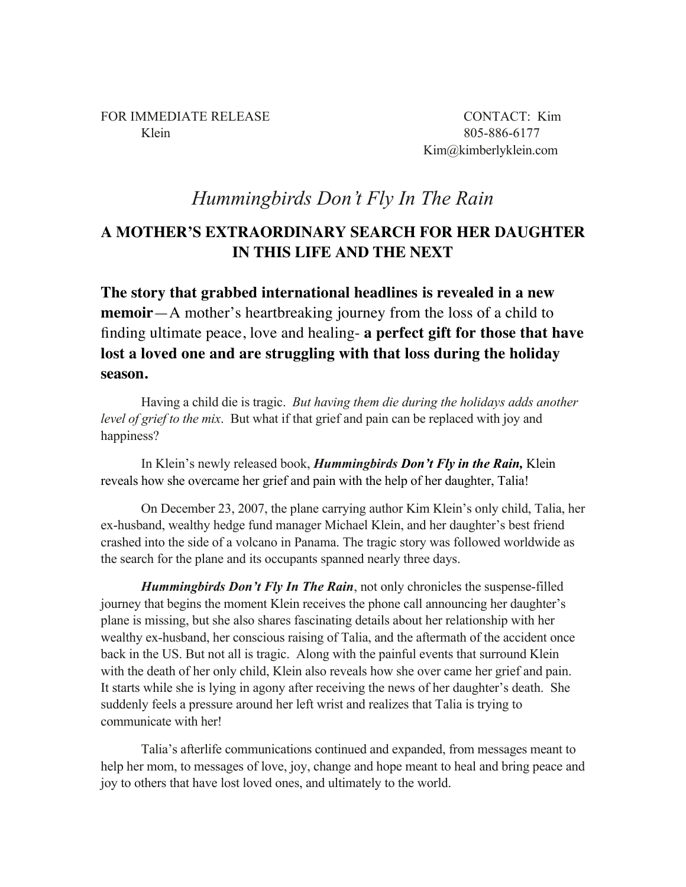FOR IMMEDIATE RELEASE CONTACT: Kim Klein
805-886-6177
Kim@kimberlyklein.com

# *Hummingbirds Don't Fly In The Rain*

## A MOTHER'S EXTRAORDINARY SEARCH FOR HER DAUGHTER IN THIS LIFE AND THE NEXT

**The story that grabbed international headlines is revealed in a new memoir**—A mother's heartbreaking journey from the loss of a child to finding ultimate peace, love and healing- **a perfect gift for those that have lost a loved one and are struggling with that loss during the holiday season.**

Having a child die is tragic. *But having them die during the holidays adds another level of grief to the mix*. But what if that grief and pain can be replaced with joy and happiness?

In Klein's newly released book, ***Hummingbirds Don't Fly in the Rain,*** Klein reveals how she overcame her grief and pain with the help of her daughter, Talia!

On December 23, 2007, the plane carrying author Kim Klein's only child, Talia, her ex-husband, wealthy hedge fund manager Michael Klein, and her daughter's best friend crashed into the side of a volcano in Panama. The tragic story was followed worldwide as the search for the plane and its occupants spanned nearly three days.

***Hummingbirds Don't Fly In The Rain***, not only chronicles the suspense-filled journey that begins the moment Klein receives the phone call announcing her daughter's plane is missing, but she also shares fascinating details about her relationship with her wealthy ex-husband, her conscious raising of Talia, and the aftermath of the accident once back in the US. But not all is tragic. Along with the painful events that surround Klein with the death of her only child, Klein also reveals how she over came her grief and pain. It starts while she is lying in agony after receiving the news of her daughter's death. She suddenly feels a pressure around her left wrist and realizes that Talia is trying to communicate with her!

Talia's afterlife communications continued and expanded, from messages meant to help her mom, to messages of love, joy, change and hope meant to heal and bring peace and joy to others that have lost loved ones, and ultimately to the world.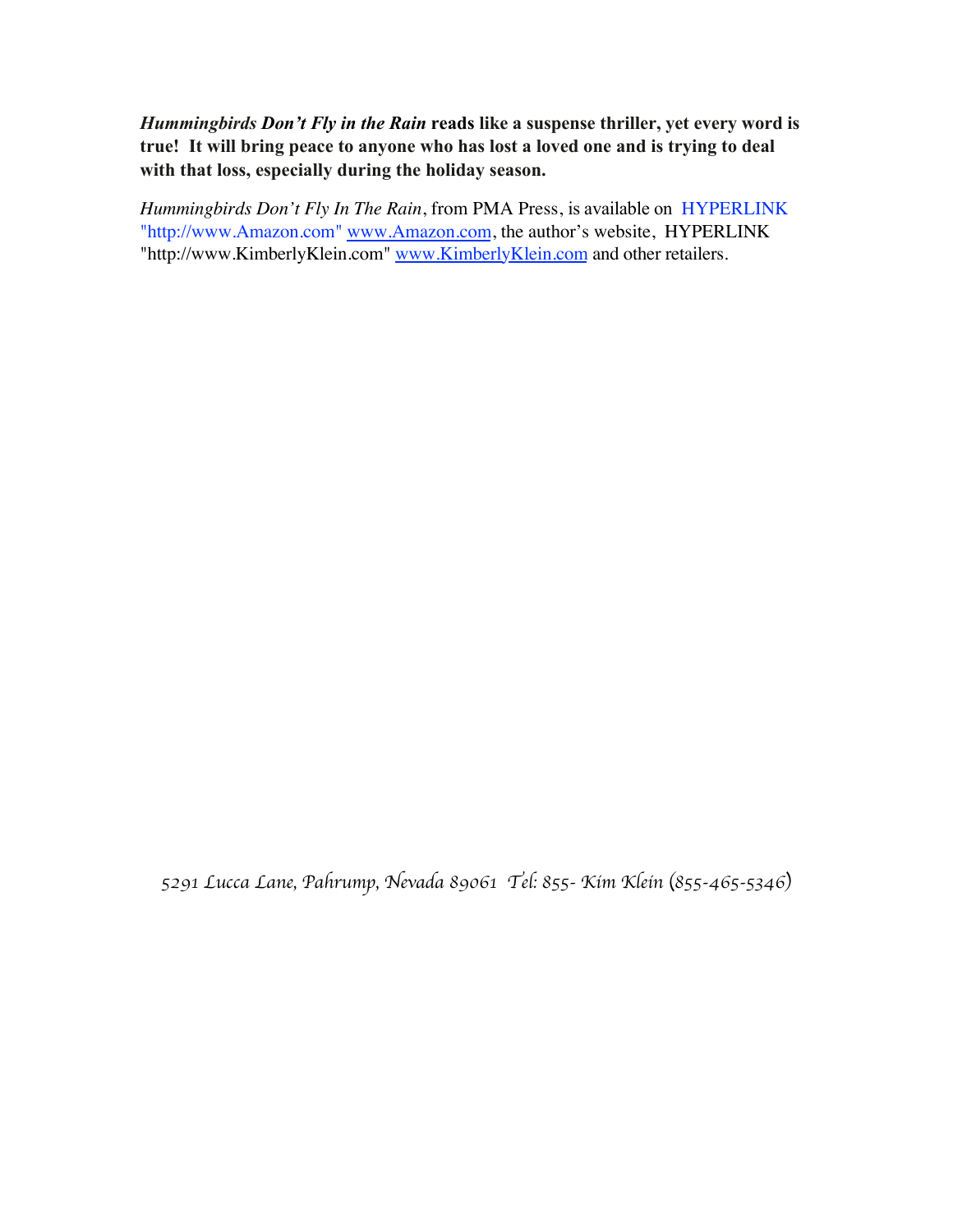***Hummingbirds Don't Fly in the Rain* reads like a suspense thriller, yet every word is true! It will bring peace to anyone who has lost a loved one and is trying to deal with that loss, especially during the holiday season.**

*Hummingbirds Don't Fly In The Rain*, from PMA Press, is available on HYPERLINK "http://www.Amazon.com" www.Amazon.com, the author's website, HYPERLINK "http://www.KimberlyKlein.com" www.KimberlyKlein.com and other retailers.

*5291 Lucca Lane, Pahrump, Nevada 89061 Tel: 855- Kim Klein (855-465-5346)*